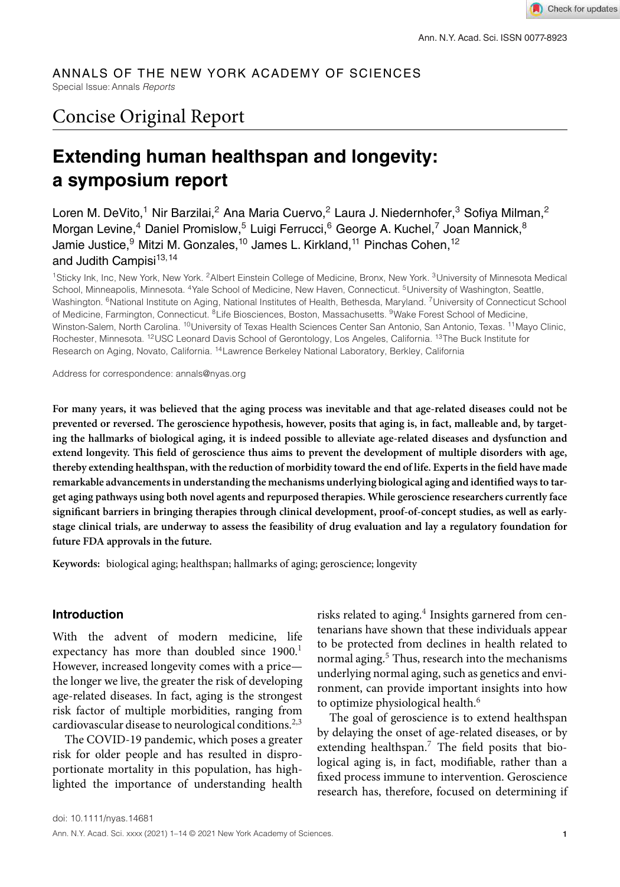ANNALS OF THE NEW YORK ACADEMY OF SCIENCES

Special Issue: Annals *Reports*

Concise Original Report

# Extending human healthspan and longevity: a symposium report

Loren M. DeVito,[1] Nir Barzilai,[2] Ana Maria Cuervo,[2] Laura J. Niedernhofer,[3] Sofiya Milman,[2] Morgan Levine,[4] Daniel Promislow,[5] Luigi Ferrucci,[6] George A. Kuchel,[7] Joan Mannick,[8] Jamie Justice,[9] Mitzi M. Gonzales,[10] James L. Kirkland,[11] Pinchas Cohen,[12] and Judith Campisi[13,14]

[1]Sticky Ink, Inc, New York, New York. [2]Albert Einstein College of Medicine, Bronx, New York. [3]University of Minnesota Medical School, Minneapolis, Minnesota. [4]Yale School of Medicine, New Haven, Connecticut. [5]University of Washington, Seattle, Washington. [6]National Institute on Aging, National Institutes of Health, Bethesda, Maryland. [7]University of Connecticut School of Medicine, Farmington, Connecticut. [8]Life Biosciences, Boston, Massachusetts. [9]Wake Forest School of Medicine, Winston-Salem, North Carolina. [10]University of Texas Health Sciences Center San Antonio, San Antonio, Texas. [11]Mayo Clinic, Rochester, Minnesota. [12]USC Leonard Davis School of Gerontology, Los Angeles, California. [13]The Buck Institute for Research on Aging, Novato, California. [14]Lawrence Berkeley National Laboratory, Berkley, California

Address for correspondence: annals@nyas.org

**For many years, it was believed that the aging process was inevitable and that age-related diseases could not be prevented or reversed. The geroscience hypothesis, however, posits that aging is, in fact, malleable and, by targeting the hallmarks of biological aging, it is indeed possible to alleviate age-related diseases and dysfunction and extend longevity. This field of geroscience thus aims to prevent the development of multiple disorders with age, thereby extending healthspan, with the reduction of morbidity toward the end of life. Experts in the field have made remarkable advancements in understanding the mechanisms underlying biological aging and identified ways to target aging pathways using both novel agents and repurposed therapies. While geroscience researchers currently face significant barriers in bringing therapies through clinical development, proof-of-concept studies, as well as early-stage clinical trials, are underway to assess the feasibility of drug evaluation and lay a regulatory foundation for future FDA approvals in the future.**

**Keywords:** biological aging; healthspan; hallmarks of aging; geroscience; longevity

## Introduction

With the advent of modern medicine, life expectancy has more than doubled since 1900.[1] However, increased longevity comes with a price—the longer we live, the greater the risk of developing age-related diseases. In fact, aging is the strongest risk factor of multiple morbidities, ranging from cardiovascular disease to neurological conditions.[2,3]

The COVID-19 pandemic, which poses a greater risk for older people and has resulted in disproportionate mortality in this population, has highlighted the importance of understanding health risks related to aging.[4] Insights garnered from centenarians have shown that these individuals appear to be protected from declines in health related to normal aging.[5] Thus, research into the mechanisms underlying normal aging, such as genetics and environment, can provide important insights into how to optimize physiological health.[6]

The goal of geroscience is to extend healthspan by delaying the onset of age-related diseases, or by extending healthspan.[7] The field posits that biological aging is, in fact, modifiable, rather than a fixed process immune to intervention. Geroscience research has, therefore, focused on determining if

doi: 10.1111/nyas.14681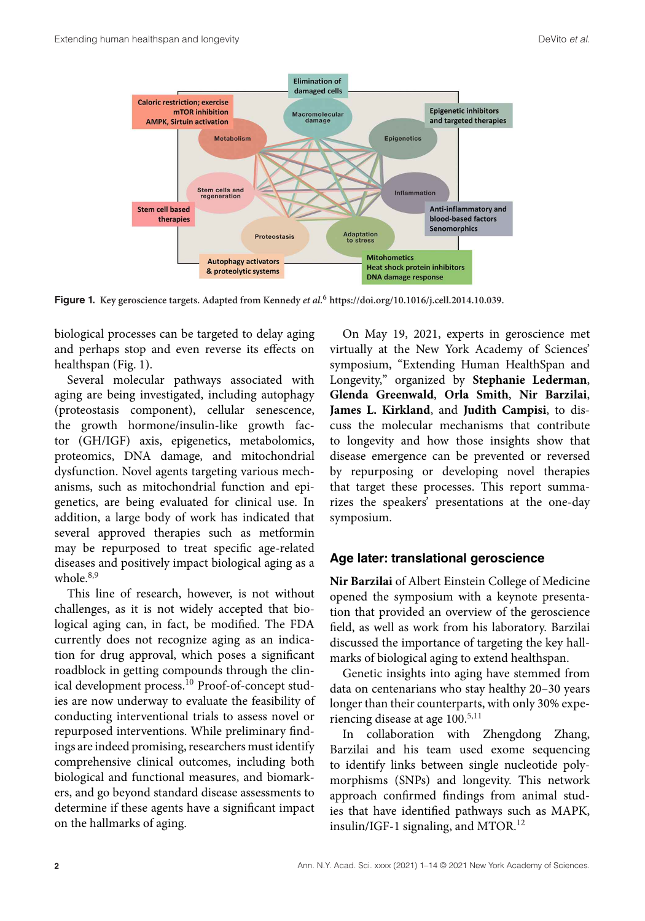Figure 1. Key geroscience targets. Adapted from Kennedy *et al.*[6] https://doi.org/10.1016/j.cell.2014.10.039.

biological processes can be targeted to delay aging and perhaps stop and even reverse its effects on healthspan (Fig. 1).

Several molecular pathways associated with aging are being investigated, including autophagy (proteostasis component), cellular senescence, the growth hormone/insulin-like growth factor (GH/IGF) axis, epigenetics, metabolomics, proteomics, DNA damage, and mitochondrial dysfunction. Novel agents targeting various mechanisms, such as mitochondrial function and epigenetics, are being evaluated for clinical use. In addition, a large body of work has indicated that several approved therapies such as metformin may be repurposed to treat specific age-related diseases and positively impact biological aging as a whole.[8,9]

This line of research, however, is not without challenges, as it is not widely accepted that biological aging can, in fact, be modified. The FDA currently does not recognize aging as an indication for drug approval, which poses a significant roadblock in getting compounds through the clinical development process.[10] Proof-of-concept studies are now underway to evaluate the feasibility of conducting interventional trials to assess novel or repurposed interventions. While preliminary findings are indeed promising, researchers must identify comprehensive clinical outcomes, including both biological and functional measures, and biomarkers, and go beyond standard disease assessments to determine if these agents have a significant impact on the hallmarks of aging.

On May 19, 2021, experts in geroscience met virtually at the New York Academy of Sciences' symposium, "Extending Human HealthSpan and Longevity," organized by **Stephanie Lederman**, **Glenda Greenwald**, **Orla Smith**, **Nir Barzilai**, **James L. Kirkland**, and **Judith Campisi**, to discuss the molecular mechanisms that contribute to longevity and how those insights show that disease emergence can be prevented or reversed by repurposing or developing novel therapies that target these processes. This report summarizes the speakers' presentations at the one-day symposium.

## Age later: translational geroscience

**Nir Barzilai** of Albert Einstein College of Medicine opened the symposium with a keynote presentation that provided an overview of the geroscience field, as well as work from his laboratory. Barzilai discussed the importance of targeting the key hallmarks of biological aging to extend healthspan.

Genetic insights into aging have stemmed from data on centenarians who stay healthy 20–30 years longer than their counterparts, with only 30% experiencing disease at age 100.[5,11]

In collaboration with Zhengdong Zhang, Barzilai and his team used exome sequencing to identify links between single nucleotide polymorphisms (SNPs) and longevity. This network approach confirmed findings from animal studies that have identified pathways such as MAPK, insulin/IGF-1 signaling, and MTOR.[12]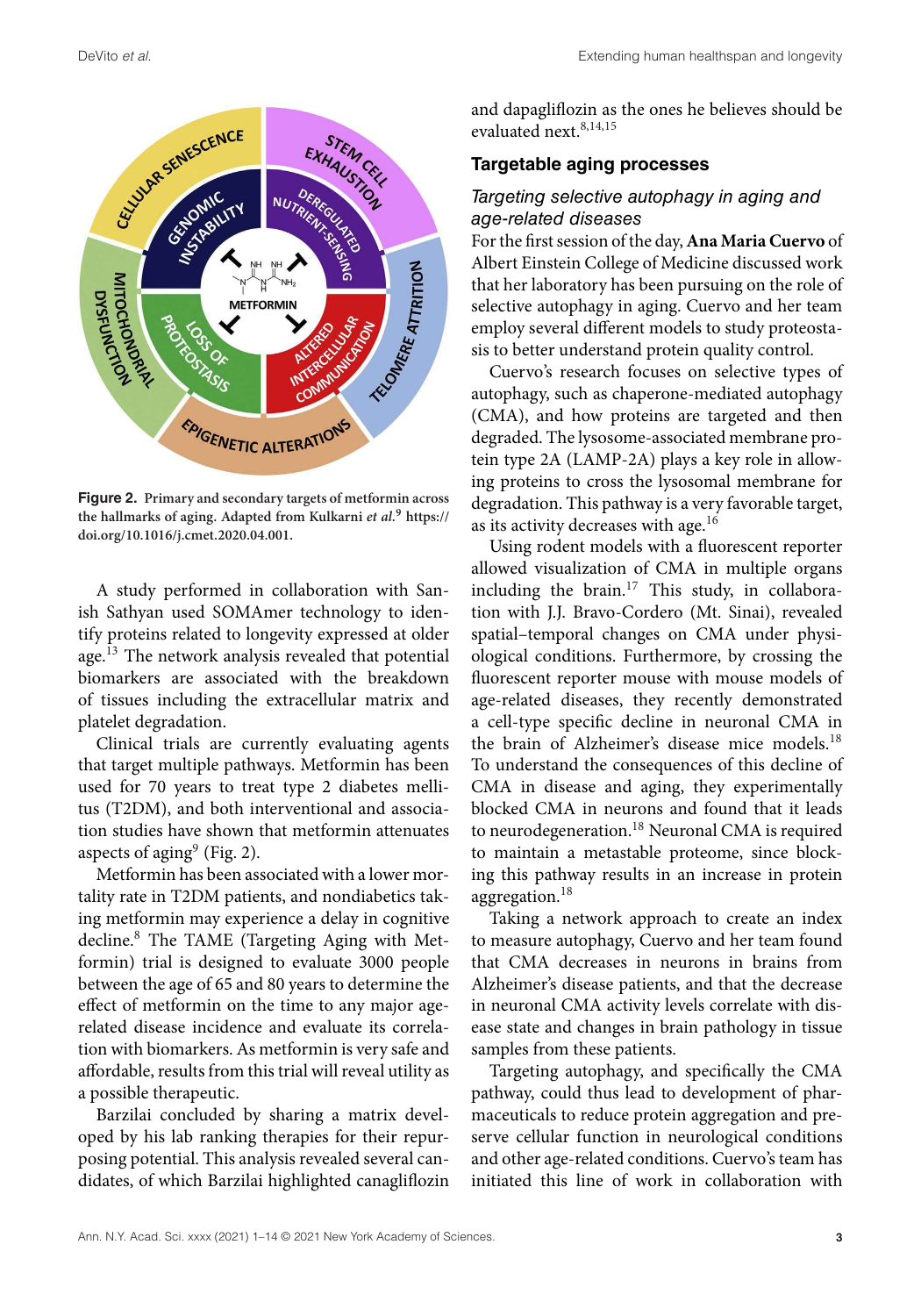Figure 2. Primary and secondary targets of metformin across the hallmarks of aging. Adapted from Kulkarni *et al.*[9] https://doi.org/10.1016/j.cmet.2020.04.001.

A study performed in collaboration with Sanish Sathyan used SOMAmer technology to identify proteins related to longevity expressed at older age.[13] The network analysis revealed that potential biomarkers are associated with the breakdown of tissues including the extracellular matrix and platelet degradation.

Clinical trials are currently evaluating agents that target multiple pathways. Metformin has been used for 70 years to treat type 2 diabetes mellitus (T2DM), and both interventional and association studies have shown that metformin attenuates aspects of aging[9] (Fig. 2).

Metformin has been associated with a lower mortality rate in T2DM patients, and nondiabetics taking metformin may experience a delay in cognitive decline.[8] The TAME (Targeting Aging with Metformin) trial is designed to evaluate 3000 people between the age of 65 and 80 years to determine the effect of metformin on the time to any major age-related disease incidence and evaluate its correlation with biomarkers. As metformin is very safe and affordable, results from this trial will reveal utility as a possible therapeutic.

Barzilai concluded by sharing a matrix developed by his lab ranking therapies for their repurposing potential. This analysis revealed several candidates, of which Barzilai highlighted canagliflozin and dapagliflozin as the ones he believes should be evaluated next.[8,14,15]

## Targetable aging processes

### *Targeting selective autophagy in aging and age-related diseases*

For the first session of the day, **Ana Maria Cuervo** of Albert Einstein College of Medicine discussed work that her laboratory has been pursuing on the role of selective autophagy in aging. Cuervo and her team employ several different models to study proteostasis to better understand protein quality control.

Cuervo's research focuses on selective types of autophagy, such as chaperone-mediated autophagy (CMA), and how proteins are targeted and then degraded. The lysosome-associated membrane protein type 2A (LAMP-2A) plays a key role in allowing proteins to cross the lysosomal membrane for degradation. This pathway is a very favorable target, as its activity decreases with age.[16]

Using rodent models with a fluorescent reporter allowed visualization of CMA in multiple organs including the brain.[17] This study, in collaboration with J.J. Bravo-Cordero (Mt. Sinai), revealed spatial–temporal changes on CMA under physiological conditions. Furthermore, by crossing the fluorescent reporter mouse with mouse models of age-related diseases, they recently demonstrated a cell-type specific decline in neuronal CMA in the brain of Alzheimer's disease mice models.[18] To understand the consequences of this decline of CMA in disease and aging, they experimentally blocked CMA in neurons and found that it leads to neurodegeneration.[18] Neuronal CMA is required to maintain a metastable proteome, since blocking this pathway results in an increase in protein aggregation.[18]

Taking a network approach to create an index to measure autophagy, Cuervo and her team found that CMA decreases in neurons in brains from Alzheimer's disease patients, and that the decrease in neuronal CMA activity levels correlate with disease state and changes in brain pathology in tissue samples from these patients.

Targeting autophagy, and specifically the CMA pathway, could thus lead to development of pharmaceuticals to reduce protein aggregation and preserve cellular function in neurological conditions and other age-related conditions. Cuervo's team has initiated this line of work in collaboration with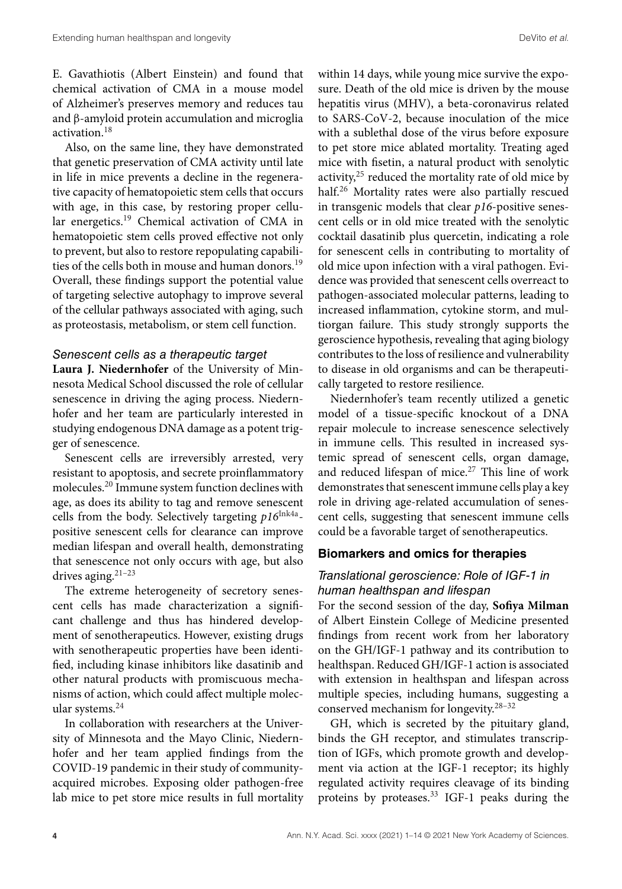E. Gavathiotis (Albert Einstein) and found that chemical activation of CMA in a mouse model of Alzheimer's preserves memory and reduces tau and β-amyloid protein accumulation and microglia activation.[18]

Also, on the same line, they have demonstrated that genetic preservation of CMA activity until late in life in mice prevents a decline in the regenerative capacity of hematopoietic stem cells that occurs with age, in this case, by restoring proper cellular energetics.[19] Chemical activation of CMA in hematopoietic stem cells proved effective not only to prevent, but also to restore repopulating capabilities of the cells both in mouse and human donors.[19] Overall, these findings support the potential value of targeting selective autophagy to improve several of the cellular pathways associated with aging, such as proteostasis, metabolism, or stem cell function.

### *Senescent cells as a therapeutic target*

**Laura J. Niedernhofer** of the University of Minnesota Medical School discussed the role of cellular senescence in driving the aging process. Niedernhofer and her team are particularly interested in studying endogenous DNA damage as a potent trigger of senescence.

Senescent cells are irreversibly arrested, very resistant to apoptosis, and secrete proinflammatory molecules.[20] Immune system function declines with age, as does its ability to tag and remove senescent cells from the body. Selectively targeting *p16*$^{\text{Ink4a}}$-positive senescent cells for clearance can improve median lifespan and overall health, demonstrating that senescence not only occurs with age, but also drives aging.[21–23]

The extreme heterogeneity of secretory senescent cells has made characterization a significant challenge and thus has hindered development of senotherapeutics. However, existing drugs with senotherapeutic properties have been identified, including kinase inhibitors like dasatinib and other natural products with promiscuous mechanisms of action, which could affect multiple molecular systems.[24]

In collaboration with researchers at the University of Minnesota and the Mayo Clinic, Niedernhofer and her team applied findings from the COVID-19 pandemic in their study of community-acquired microbes. Exposing older pathogen-free lab mice to pet store mice results in full mortality within 14 days, while young mice survive the exposure. Death of the old mice is driven by the mouse hepatitis virus (MHV), a beta-coronavirus related to SARS-CoV-2, because inoculation of the mice with a sublethal dose of the virus before exposure to pet store mice ablated mortality. Treating aged mice with fisetin, a natural product with senolytic activity,[25] reduced the mortality rate of old mice by half.[26] Mortality rates were also partially rescued in transgenic models that clear *p16*-positive senescent cells or in old mice treated with the senolytic cocktail dasatinib plus quercetin, indicating a role for senescent cells in contributing to mortality of old mice upon infection with a viral pathogen. Evidence was provided that senescent cells overreact to pathogen-associated molecular patterns, leading to increased inflammation, cytokine storm, and multiorgan failure. This study strongly supports the geroscience hypothesis, revealing that aging biology contributes to the loss of resilience and vulnerability to disease in old organisms and can be therapeutically targeted to restore resilience.

Niedernhofer's team recently utilized a genetic model of a tissue-specific knockout of a DNA repair molecule to increase senescence selectively in immune cells. This resulted in increased systemic spread of senescent cells, organ damage, and reduced lifespan of mice.[27] This line of work demonstrates that senescent immune cells play a key role in driving age-related accumulation of senescent cells, suggesting that senescent immune cells could be a favorable target of senotherapeutics.

## Biomarkers and omics for therapies

### *Translational geroscience: Role of IGF-1 in human healthspan and lifespan*

For the second session of the day, **Sofiya Milman** of Albert Einstein College of Medicine presented findings from recent work from her laboratory on the GH/IGF-1 pathway and its contribution to healthspan. Reduced GH/IGF-1 action is associated with extension in healthspan and lifespan across multiple species, including humans, suggesting a conserved mechanism for longevity.[28–32]

GH, which is secreted by the pituitary gland, binds the GH receptor, and stimulates transcription of IGFs, which promote growth and development via action at the IGF-1 receptor; its highly regulated activity requires cleavage of its binding proteins by proteases.[33] IGF-1 peaks during the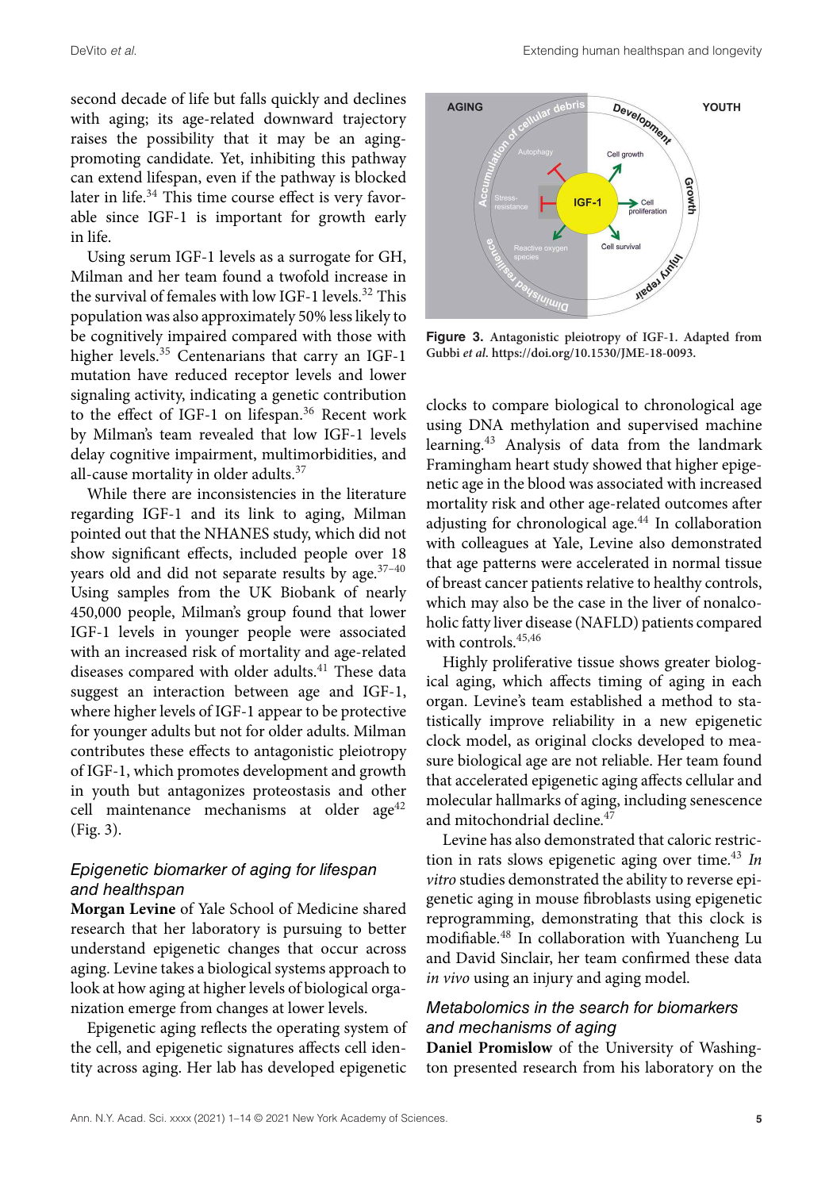second decade of life but falls quickly and declines with aging; its age-related downward trajectory raises the possibility that it may be an aging-promoting candidate. Yet, inhibiting this pathway can extend lifespan, even if the pathway is blocked later in life.[34] This time course effect is very favorable since IGF-1 is important for growth early in life.

Using serum IGF-1 levels as a surrogate for GH, Milman and her team found a twofold increase in the survival of females with low IGF-1 levels.[32] This population was also approximately 50% less likely to be cognitively impaired compared with those with higher levels.[35] Centenarians that carry an IGF-1 mutation have reduced receptor levels and lower signaling activity, indicating a genetic contribution to the effect of IGF-1 on lifespan.[36] Recent work by Milman's team revealed that low IGF-1 levels delay cognitive impairment, multimorbidities, and all-cause mortality in older adults.[37]

While there are inconsistencies in the literature regarding IGF-1 and its link to aging, Milman pointed out that the NHANES study, which did not show significant effects, included people over 18 years old and did not separate results by age.[37–40] Using samples from the UK Biobank of nearly 450,000 people, Milman's group found that lower IGF-1 levels in younger people were associated with an increased risk of mortality and age-related diseases compared with older adults.[41] These data suggest an interaction between age and IGF-1, where higher levels of IGF-1 appear to be protective for younger adults but not for older adults. Milman contributes these effects to antagonistic pleiotropy of IGF-1, which promotes development and growth in youth but antagonizes proteostasis and other cell maintenance mechanisms at older age[42] (Fig. 3).

**Figure 3.** Antagonistic pleiotropy of IGF-1. Adapted from Gubbi *et al*. https://doi.org/10.1530/JME-18-0093.

### *Epigenetic biomarker of aging for lifespan and healthspan*

**Morgan Levine** of Yale School of Medicine shared research that her laboratory is pursuing to better understand epigenetic changes that occur across aging. Levine takes a biological systems approach to look at how aging at higher levels of biological organization emerge from changes at lower levels.

Epigenetic aging reflects the operating system of the cell, and epigenetic signatures affects cell identity across aging. Her lab has developed epigenetic clocks to compare biological to chronological age using DNA methylation and supervised machine learning.[43] Analysis of data from the landmark Framingham heart study showed that higher epigenetic age in the blood was associated with increased mortality risk and other age-related outcomes after adjusting for chronological age.[44] In collaboration with colleagues at Yale, Levine also demonstrated that age patterns were accelerated in normal tissue of breast cancer patients relative to healthy controls, which may also be the case in the liver of nonalcoholic fatty liver disease (NAFLD) patients compared with controls.[45,46]

Highly proliferative tissue shows greater biological aging, which affects timing of aging in each organ. Levine's team established a method to statistically improve reliability in a new epigenetic clock model, as original clocks developed to measure biological age are not reliable. Her team found that accelerated epigenetic aging affects cellular and molecular hallmarks of aging, including senescence and mitochondrial decline.[47]

Levine has also demonstrated that caloric restriction in rats slows epigenetic aging over time.[43] *In vitro* studies demonstrated the ability to reverse epigenetic aging in mouse fibroblasts using epigenetic reprogramming, demonstrating that this clock is modifiable.[48] In collaboration with Yuancheng Lu and David Sinclair, her team confirmed these data *in vivo* using an injury and aging model.

### *Metabolomics in the search for biomarkers and mechanisms of aging*

**Daniel Promislow** of the University of Washington presented research from his laboratory on the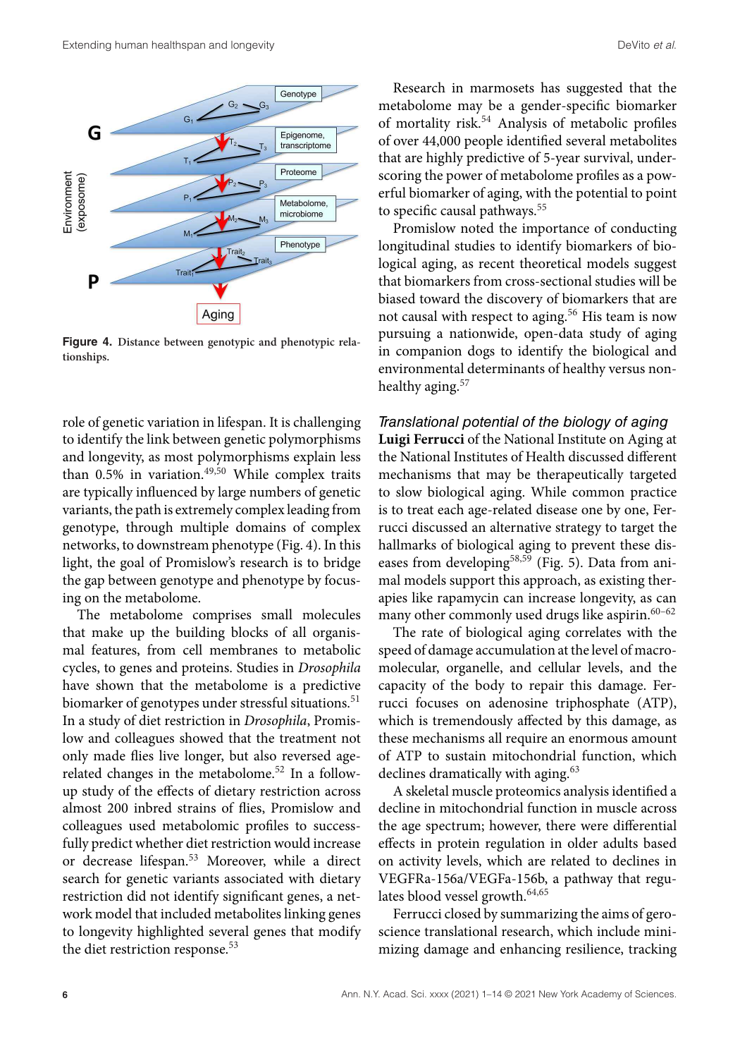**Figure 4.** Distance between genotypic and phenotypic relationships.

role of genetic variation in lifespan. It is challenging to identify the link between genetic polymorphisms and longevity, as most polymorphisms explain less than 0.5% in variation.[49,50] While complex traits are typically influenced by large numbers of genetic variants, the path is extremely complex leading from genotype, through multiple domains of complex networks, to downstream phenotype (Fig. 4). In this light, the goal of Promislow's research is to bridge the gap between genotype and phenotype by focusing on the metabolome.

The metabolome comprises small molecules that make up the building blocks of all organismal features, from cell membranes to metabolic cycles, to genes and proteins. Studies in *Drosophila* have shown that the metabolome is a predictive biomarker of genotypes under stressful situations.[51] In a study of diet restriction in *Drosophila*, Promislow and colleagues showed that the treatment not only made flies live longer, but also reversed age-related changes in the metabolome.[52] In a follow-up study of the effects of dietary restriction across almost 200 inbred strains of flies, Promislow and colleagues used metabolomic profiles to successfully predict whether diet restriction would increase or decrease lifespan.[53] Moreover, while a direct search for genetic variants associated with dietary restriction did not identify significant genes, a network model that included metabolites linking genes to longevity highlighted several genes that modify the diet restriction response.[53]

Research in marmosets has suggested that the metabolome may be a gender-specific biomarker of mortality risk.[54] Analysis of metabolic profiles of over 44,000 people identified several metabolites that are highly predictive of 5-year survival, underscoring the power of metabolome profiles as a powerful biomarker of aging, with the potential to point to specific causal pathways.[55]

Promislow noted the importance of conducting longitudinal studies to identify biomarkers of biological aging, as recent theoretical models suggest that biomarkers from cross-sectional studies will be biased toward the discovery of biomarkers that are not causal with respect to aging.[56] His team is now pursuing a nationwide, open-data study of aging in companion dogs to identify the biological and environmental determinants of healthy versus nonhealthy aging.[57]

### *Translational potential of the biology of aging*

**Luigi Ferrucci** of the National Institute on Aging at the National Institutes of Health discussed different mechanisms that may be therapeutically targeted to slow biological aging. While common practice is to treat each age-related disease one by one, Ferrucci discussed an alternative strategy to target the hallmarks of biological aging to prevent these diseases from developing[58,59] (Fig. 5). Data from animal models support this approach, as existing therapies like rapamycin can increase longevity, as can many other commonly used drugs like aspirin.[60–62]

The rate of biological aging correlates with the speed of damage accumulation at the level of macromolecular, organelle, and cellular levels, and the capacity of the body to repair this damage. Ferrucci focuses on adenosine triphosphate (ATP), which is tremendously affected by this damage, as these mechanisms all require an enormous amount of ATP to sustain mitochondrial function, which declines dramatically with aging.[63]

A skeletal muscle proteomics analysis identified a decline in mitochondrial function in muscle across the age spectrum; however, there were differential effects in protein regulation in older adults based on activity levels, which are related to declines in VEGFRa-156a/VEGFa-156b, a pathway that regulates blood vessel growth.[64,65]

Ferrucci closed by summarizing the aims of geroscience translational research, which include minimizing damage and enhancing resilience, tracking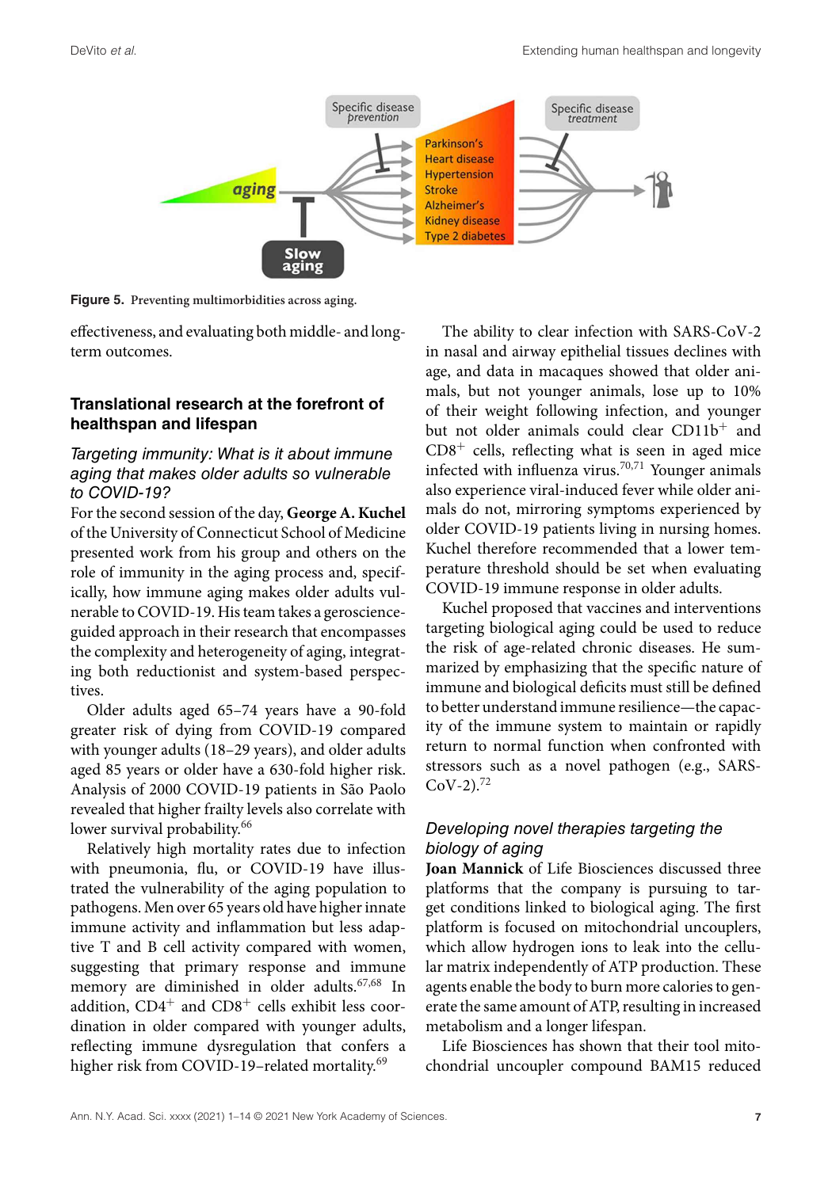**Figure 5.** Preventing multimorbidities across aging.

effectiveness, and evaluating both middle- and long-term outcomes.

## Translational research at the forefront of healthspan and lifespan

### *Targeting immunity: What is it about immune aging that makes older adults so vulnerable to COVID-19?*

For the second session of the day, **George A. Kuchel** of the University of Connecticut School of Medicine presented work from his group and others on the role of immunity in the aging process and, specifically, how immune aging makes older adults vulnerable to COVID-19. His team takes a geroscience-guided approach in their research that encompasses the complexity and heterogeneity of aging, integrating both reductionist and system-based perspectives.

Older adults aged 65–74 years have a 90-fold greater risk of dying from COVID-19 compared with younger adults (18–29 years), and older adults aged 85 years or older have a 630-fold higher risk. Analysis of 2000 COVID-19 patients in São Paolo revealed that higher frailty levels also correlate with lower survival probability.[66]

Relatively high mortality rates due to infection with pneumonia, flu, or COVID-19 have illustrated the vulnerability of the aging population to pathogens. Men over 65 years old have higher innate immune activity and inflammation but less adaptive T and B cell activity compared with women, suggesting that primary response and immune memory are diminished in older adults.[67,68] In addition, $CD4^+$ and $CD8^+$ cells exhibit less coordination in older compared with younger adults, reflecting immune dysregulation that confers a higher risk from COVID-19–related mortality.[69]

The ability to clear infection with SARS-CoV-2 in nasal and airway epithelial tissues declines with age, and data in macaques showed that older animals, but not younger animals, lose up to 10% of their weight following infection, and younger but not older animals could clear $CD11b^+$ and $CD8^+$ cells, reflecting what is seen in aged mice infected with influenza virus.[70,71] Younger animals also experience viral-induced fever while older animals do not, mirroring symptoms experienced by older COVID-19 patients living in nursing homes. Kuchel therefore recommended that a lower temperature threshold should be set when evaluating COVID-19 immune response in older adults.

Kuchel proposed that vaccines and interventions targeting biological aging could be used to reduce the risk of age-related chronic diseases. He summarized by emphasizing that the specific nature of immune and biological deficits must still be defined to better understand immune resilience—the capacity of the immune system to maintain or rapidly return to normal function when confronted with stressors such as a novel pathogen (e.g., SARS-CoV-2).[72]

### *Developing novel therapies targeting the biology of aging*

**Joan Mannick** of Life Biosciences discussed three platforms that the company is pursuing to target conditions linked to biological aging. The first platform is focused on mitochondrial uncouplers, which allow hydrogen ions to leak into the cellular matrix independently of ATP production. These agents enable the body to burn more calories to generate the same amount of ATP, resulting in increased metabolism and a longer lifespan.

Life Biosciences has shown that their tool mitochondrial uncoupler compound BAM15 reduced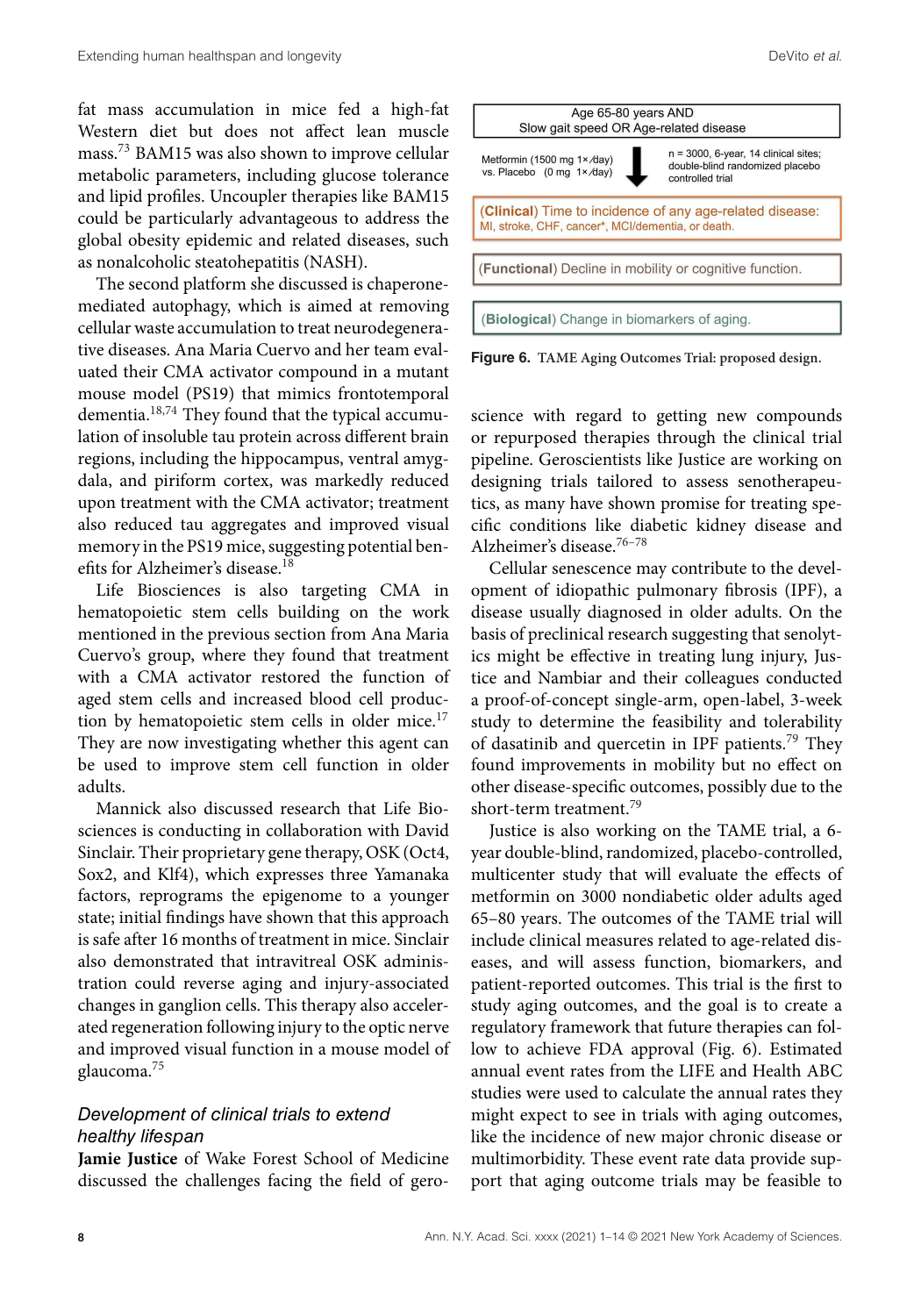fat mass accumulation in mice fed a high-fat Western diet but does not affect lean muscle mass.[73] BAM15 was also shown to improve cellular metabolic parameters, including glucose tolerance and lipid profiles. Uncoupler therapies like BAM15 could be particularly advantageous to address the global obesity epidemic and related diseases, such as nonalcoholic steatohepatitis (NASH).

The second platform she discussed is chaperone-mediated autophagy, which is aimed at removing cellular waste accumulation to treat neurodegenerative diseases. Ana Maria Cuervo and her team evaluated their CMA activator compound in a mutant mouse model (PS19) that mimics frontotemporal dementia.[18,74] They found that the typical accumulation of insoluble tau protein across different brain regions, including the hippocampus, ventral amygdala, and piriform cortex, was markedly reduced upon treatment with the CMA activator; treatment also reduced tau aggregates and improved visual memory in the PS19 mice, suggesting potential benefits for Alzheimer's disease.[18]

Life Biosciences is also targeting CMA in hematopoietic stem cells building on the work mentioned in the previous section from Ana Maria Cuervo's group, where they found that treatment with a CMA activator restored the function of aged stem cells and increased blood cell production by hematopoietic stem cells in older mice.[17] They are now investigating whether this agent can be used to improve stem cell function in older adults.

Mannick also discussed research that Life Biosciences is conducting in collaboration with David Sinclair. Their proprietary gene therapy, OSK (Oct4, Sox2, and Klf4), which expresses three Yamanaka factors, reprograms the epigenome to a younger state; initial findings have shown that this approach is safe after 16 months of treatment in mice. Sinclair also demonstrated that intravitreal OSK administration could reverse aging and injury-associated changes in ganglion cells. This therapy also accelerated regeneration following injury to the optic nerve and improved visual function in a mouse model of glaucoma.[75]

### *Development of clinical trials to extend healthy lifespan*

**Jamie Justice** of Wake Forest School of Medicine discussed the challenges facing the field of geroscience with regard to getting new compounds or repurposed therapies through the clinical trial pipeline. Geroscientists like Justice are working on designing trials tailored to assess senotherapeutics, as many have shown promise for treating specific conditions like diabetic kidney disease and Alzheimer's disease.[76–78]

Cellular senescence may contribute to the development of idiopathic pulmonary fibrosis (IPF), a disease usually diagnosed in older adults. On the basis of preclinical research suggesting that senolytics might be effective in treating lung injury, Justice and Nambiar and their colleagues conducted a proof-of-concept single-arm, open-label, 3-week study to determine the feasibility and tolerability of dasatinib and quercetin in IPF patients.[79] They found improvements in mobility but no effect on other disease-specific outcomes, possibly due to the short-term treatment.[79]

Justice is also working on the TAME trial, a 6-year double-blind, randomized, placebo-controlled, multicenter study that will evaluate the effects of metformin on 3000 nondiabetic older adults aged 65–80 years. The outcomes of the TAME trial will include clinical measures related to age-related diseases, and will assess function, biomarkers, and patient-reported outcomes. This trial is the first to study aging outcomes, and the goal is to create a regulatory framework that future therapies can follow to achieve FDA approval (Fig. 6). Estimated annual event rates from the LIFE and Health ABC studies were used to calculate the annual rates they might expect to see in trials with aging outcomes, like the incidence of new major chronic disease or multimorbidity. These event rate data provide support that aging outcome trials may be feasible to

Age 65-80 years AND
Slow gait speed OR Age-related disease

Metformin (1500 mg 1×/day) vs. Placebo (0 mg 1×/day)

n = 3000, 6-year, 14 clinical sites; double-blind randomized placebo controlled trial

(**Clinical**) Time to incidence of any age-related disease: MI, stroke, CHF, cancer*, MCI/dementia, or death.

(**Functional**) Decline in mobility or cognitive function.

(**Biological**) Change in biomarkers of aging.

**Figure 6.** TAME Aging Outcomes Trial: proposed design.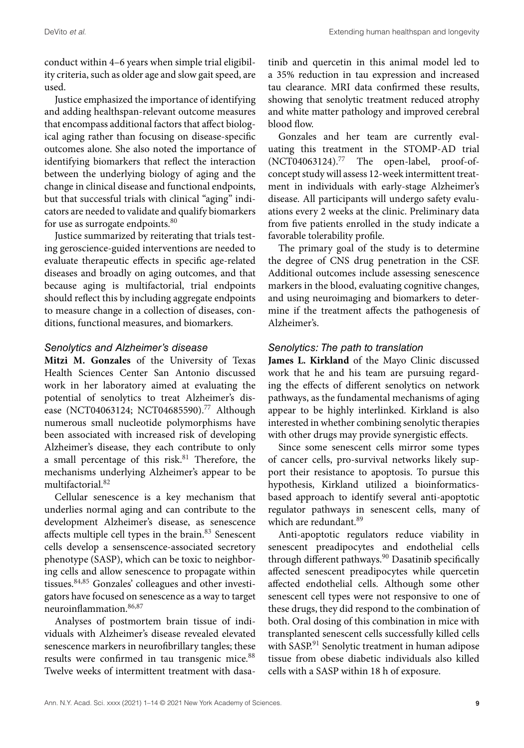conduct within 4–6 years when simple trial eligibility criteria, such as older age and slow gait speed, are used.

Justice emphasized the importance of identifying and adding healthspan-relevant outcome measures that encompass additional factors that affect biological aging rather than focusing on disease-specific outcomes alone. She also noted the importance of identifying biomarkers that reflect the interaction between the underlying biology of aging and the change in clinical disease and functional endpoints, but that successful trials with clinical "aging" indicators are needed to validate and qualify biomarkers for use as surrogate endpoints.[80]

Justice summarized by reiterating that trials testing geroscience-guided interventions are needed to evaluate therapeutic effects in specific age-related diseases and broadly on aging outcomes, and that because aging is multifactorial, trial endpoints should reflect this by including aggregate endpoints to measure change in a collection of diseases, conditions, functional measures, and biomarkers.

### *Senolytics and Alzheimer's disease*

**Mitzi M. Gonzales** of the University of Texas Health Sciences Center San Antonio discussed work in her laboratory aimed at evaluating the potential of senolytics to treat Alzheimer's disease (NCT04063124; NCT04685590).[77] Although numerous small nucleotide polymorphisms have been associated with increased risk of developing Alzheimer's disease, they each contribute to only a small percentage of this risk.[81] Therefore, the mechanisms underlying Alzheimer's appear to be multifactorial.[82]

Cellular senescence is a key mechanism that underlies normal aging and can contribute to the development Alzheimer's disease, as senescence affects multiple cell types in the brain.[83] Senescent cells develop a sensenscence-associated secretory phenotype (SASP), which can be toxic to neighboring cells and allow senescence to propagate within tissues.[84,85] Gonzales' colleagues and other investigators have focused on senescence as a way to target neuroinflammation.[86,87]

Analyses of postmortem brain tissue of individuals with Alzheimer's disease revealed elevated senescence markers in neurofibrillary tangles; these results were confirmed in tau transgenic mice.[88] Twelve weeks of intermittent treatment with dasatinib and quercetin in this animal model led to a 35% reduction in tau expression and increased tau clearance. MRI data confirmed these results, showing that senolytic treatment reduced atrophy and white matter pathology and improved cerebral blood flow.

Gonzales and her team are currently evaluating this treatment in the STOMP-AD trial (NCT04063124).[77] The open-label, proof-of-concept study will assess 12-week intermittent treatment in individuals with early-stage Alzheimer's disease. All participants will undergo safety evaluations every 2 weeks at the clinic. Preliminary data from five patients enrolled in the study indicate a favorable tolerability profile.

The primary goal of the study is to determine the degree of CNS drug penetration in the CSF. Additional outcomes include assessing senescence markers in the blood, evaluating cognitive changes, and using neuroimaging and biomarkers to determine if the treatment affects the pathogenesis of Alzheimer's.

### *Senolytics: The path to translation*

**James L. Kirkland** of the Mayo Clinic discussed work that he and his team are pursuing regarding the effects of different senolytics on network pathways, as the fundamental mechanisms of aging appear to be highly interlinked. Kirkland is also interested in whether combining senolytic therapies with other drugs may provide synergistic effects.

Since some senescent cells mirror some types of cancer cells, pro-survival networks likely support their resistance to apoptosis. To pursue this hypothesis, Kirkland utilized a bioinformatics-based approach to identify several anti-apoptotic regulator pathways in senescent cells, many of which are redundant.[89]

Anti-apoptotic regulators reduce viability in senescent preadipocytes and endothelial cells through different pathways.[90] Dasatinib specifically affected senescent preadipocytes while quercetin affected endothelial cells. Although some other senescent cell types were not responsive to one of these drugs, they did respond to the combination of both. Oral dosing of this combination in mice with transplanted senescent cells successfully killed cells with SASP.[91] Senolytic treatment in human adipose tissue from obese diabetic individuals also killed cells with a SASP within 18 h of exposure.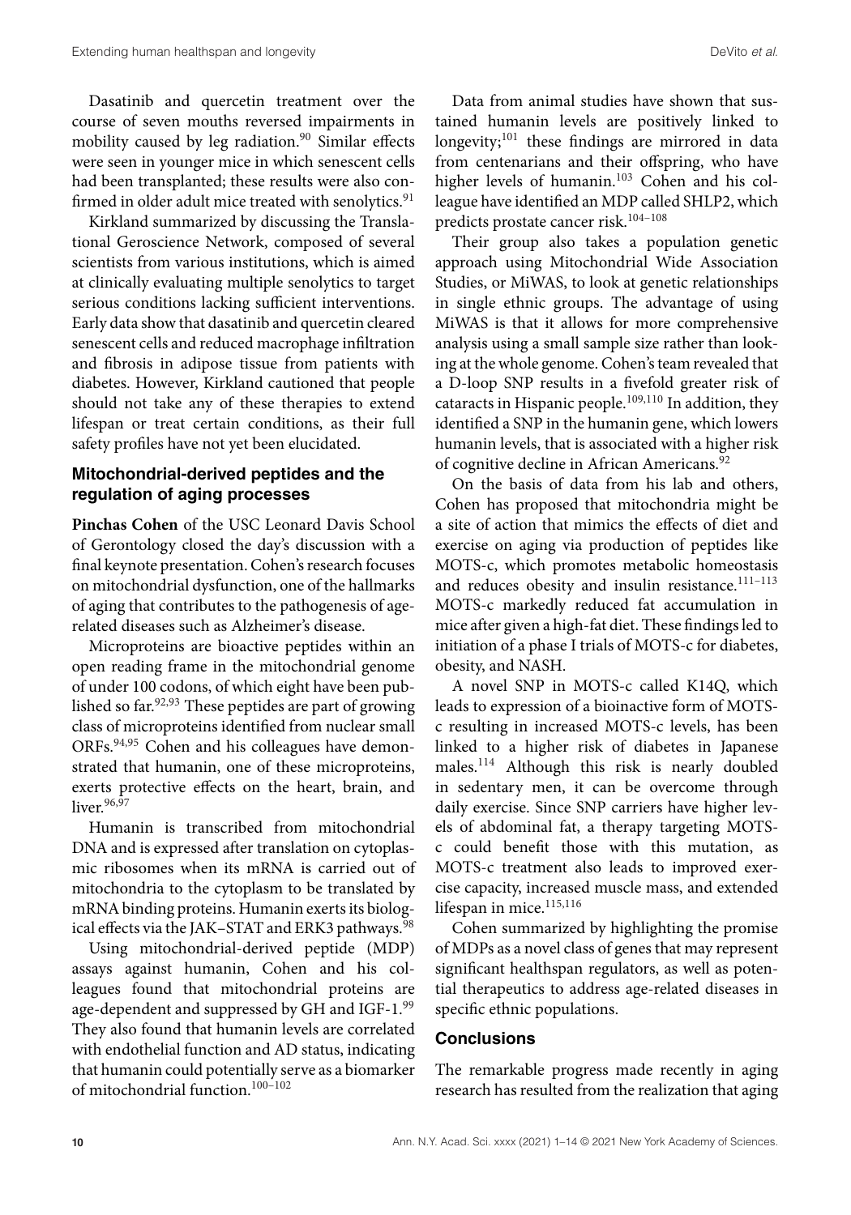Dasatinib and quercetin treatment over the course of seven mouths reversed impairments in mobility caused by leg radiation.[90] Similar effects were seen in younger mice in which senescent cells had been transplanted; these results were also confirmed in older adult mice treated with senolytics.[91]

Kirkland summarized by discussing the Translational Geroscience Network, composed of several scientists from various institutions, which is aimed at clinically evaluating multiple senolytics to target serious conditions lacking sufficient interventions. Early data show that dasatinib and quercetin cleared senescent cells and reduced macrophage infiltration and fibrosis in adipose tissue from patients with diabetes. However, Kirkland cautioned that people should not take any of these therapies to extend lifespan or treat certain conditions, as their full safety profiles have not yet been elucidated.

### Mitochondrial-derived peptides and the regulation of aging processes

**Pinchas Cohen** of the USC Leonard Davis School of Gerontology closed the day's discussion with a final keynote presentation. Cohen's research focuses on mitochondrial dysfunction, one of the hallmarks of aging that contributes to the pathogenesis of age-related diseases such as Alzheimer's disease.

Microproteins are bioactive peptides within an open reading frame in the mitochondrial genome of under 100 codons, of which eight have been published so far.[92,93] These peptides are part of growing class of microproteins identified from nuclear small ORFs.[94,95] Cohen and his colleagues have demonstrated that humanin, one of these microproteins, exerts protective effects on the heart, brain, and liver.[96,97]

Humanin is transcribed from mitochondrial DNA and is expressed after translation on cytoplasmic ribosomes when its mRNA is carried out of mitochondria to the cytoplasm to be translated by mRNA binding proteins. Humanin exerts its biological effects via the JAK–STAT and ERK3 pathways.[98]

Using mitochondrial-derived peptide (MDP) assays against humanin, Cohen and his colleagues found that mitochondrial proteins are age-dependent and suppressed by GH and IGF-1.[99] They also found that humanin levels are correlated with endothelial function and AD status, indicating that humanin could potentially serve as a biomarker of mitochondrial function.[100–102]

Data from animal studies have shown that sustained humanin levels are positively linked to longevity;[101] these findings are mirrored in data from centenarians and their offspring, who have higher levels of humanin.[103] Cohen and his colleague have identified an MDP called SHLP2, which predicts prostate cancer risk.[104–108]

Their group also takes a population genetic approach using Mitochondrial Wide Association Studies, or MiWAS, to look at genetic relationships in single ethnic groups. The advantage of using MiWAS is that it allows for more comprehensive analysis using a small sample size rather than looking at the whole genome. Cohen's team revealed that a D-loop SNP results in a fivefold greater risk of cataracts in Hispanic people.[109,110] In addition, they identified a SNP in the humanin gene, which lowers humanin levels, that is associated with a higher risk of cognitive decline in African Americans.[92]

On the basis of data from his lab and others, Cohen has proposed that mitochondria might be a site of action that mimics the effects of diet and exercise on aging via production of peptides like MOTS-c, which promotes metabolic homeostasis and reduces obesity and insulin resistance.[111–113] MOTS-c markedly reduced fat accumulation in mice after given a high-fat diet. These findings led to initiation of a phase I trials of MOTS-c for diabetes, obesity, and NASH.

A novel SNP in MOTS-c called K14Q, which leads to expression of a bioinactive form of MOTS-c resulting in increased MOTS-c levels, has been linked to a higher risk of diabetes in Japanese males.[114] Although this risk is nearly doubled in sedentary men, it can be overcome through daily exercise. Since SNP carriers have higher levels of abdominal fat, a therapy targeting MOTS-c could benefit those with this mutation, as MOTS-c treatment also leads to improved exercise capacity, increased muscle mass, and extended lifespan in mice.[115,116]

Cohen summarized by highlighting the promise of MDPs as a novel class of genes that may represent significant healthspan regulators, as well as potential therapeutics to address age-related diseases in specific ethnic populations.

### Conclusions

The remarkable progress made recently in aging research has resulted from the realization that aging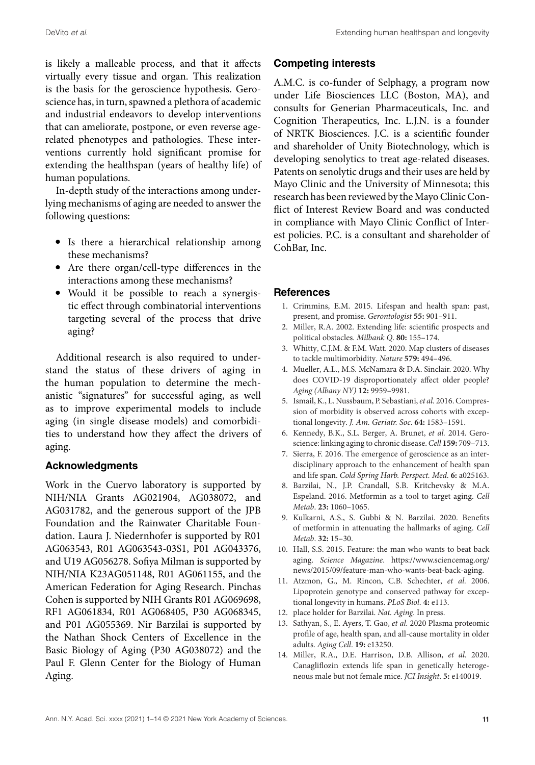is likely a malleable process, and that it affects virtually every tissue and organ. This realization is the basis for the geroscience hypothesis. Geroscience has, in turn, spawned a plethora of academic and industrial endeavors to develop interventions that can ameliorate, postpone, or even reverse age-related phenotypes and pathologies. These interventions currently hold significant promise for extending the healthspan (years of healthy life) of human populations.

In-depth study of the interactions among underlying mechanisms of aging are needed to answer the following questions:

- Is there a hierarchical relationship among these mechanisms?
- Are there organ/cell-type differences in the interactions among these mechanisms?
- Would it be possible to reach a synergistic effect through combinatorial interventions targeting several of the process that drive aging?

Additional research is also required to understand the status of these drivers of aging in the human population to determine the mechanistic "signatures" for successful aging, as well as to improve experimental models to include aging (in single disease models) and comorbidities to understand how they affect the drivers of aging.

## Acknowledgments

Work in the Cuervo laboratory is supported by NIH/NIA Grants AG021904, AG038072, and AG031782, and the generous support of the JPB Foundation and the Rainwater Charitable Foundation. Laura J. Niedernhofer is supported by R01 AG063543, R01 AG063543-03S1, P01 AG043376, and U19 AG056278. Sofiya Milman is supported by NIH/NIA K23AG051148, R01 AG061155, and the American Federation for Aging Research. Pinchas Cohen is supported by NIH Grants R01 AG069698, RF1 AG061834, R01 AG068405, P30 AG068345, and P01 AG055369. Nir Barzilai is supported by the Nathan Shock Centers of Excellence in the Basic Biology of Aging (P30 AG038072) and the Paul F. Glenn Center for the Biology of Human Aging.

## Competing interests

A.M.C. is co-funder of Selphagy, a program now under Life Biosciences LLC (Boston, MA), and consults for Generian Pharmaceuticals, Inc. and Cognition Therapeutics, Inc. L.J.N. is a founder of NRTK Biosciences. J.C. is a scientific founder and shareholder of Unity Biotechnology, which is developing senolytics to treat age-related diseases. Patents on senolytic drugs and their uses are held by Mayo Clinic and the University of Minnesota; this research has been reviewed by the Mayo Clinic Conflict of Interest Review Board and was conducted in compliance with Mayo Clinic Conflict of Interest policies. P.C. is a consultant and shareholder of CohBar, Inc.

## References

1. Crimmins, E.M. 2015. Lifespan and health span: past, present, and promise. *Gerontologist* **55:** 901–911.
2. Miller, R.A. 2002. Extending life: scientific prospects and political obstacles. *Milbank Q.* **80:** 155–174.
3. Whitty, C.J.M. & F.M. Watt. 2020. Map clusters of diseases to tackle multimorbidity. *Nature* **579:** 494–496.
4. Mueller, A.L., M.S. McNamara & D.A. Sinclair. 2020. Why does COVID-19 disproportionately affect older people? *Aging (Albany NY)* **12:** 9959–9981.
5. Ismail, K., L. Nussbaum, P. Sebastiani, *et al.* 2016. Compression of morbidity is observed across cohorts with exceptional longevity. *J. Am. Geriatr. Soc.* **64:** 1583–1591.
6. Kennedy, B.K., S.L. Berger, A. Brunet, *et al.* 2014. Geroscience: linking aging to chronic disease. *Cell* **159:** 709–713.
7. Sierra, F. 2016. The emergence of geroscience as an interdisciplinary approach to the enhancement of health span and life span. *Cold Spring Harb. Perspect. Med.* **6:** a025163.
8. Barzilai, N., J.P. Crandall, S.B. Kritchevsky & M.A. Espeland. 2016. Metformin as a tool to target aging. *Cell Metab.* **23:** 1060–1065.
9. Kulkarni, A.S., S. Gubbi & N. Barzilai. 2020. Benefits of metformin in attenuating the hallmarks of aging. *Cell Metab.* **32:** 15–30.
10. Hall, S.S. 2015. Feature: the man who wants to beat back aging. *Science Magazine*. https://www.sciencemag.org/news/2015/09/feature-man-who-wants-beat-back-aging.
11. Atzmon, G., M. Rincon, C.B. Schechter, *et al.* 2006. Lipoprotein genotype and conserved pathway for exceptional longevity in humans. *PLoS Biol.* **4:** e113.
12. place holder for Barzilai. *Nat. Aging*. In press.
13. Sathyan, S., E. Ayers, T. Gao, *et al.* 2020 Plasma proteomic profile of age, health span, and all-cause mortality in older adults. *Aging Cell*. **19:** e13250.
14. Miller, R.A., D.E. Harrison, D.B. Allison, *et al.* 2020. Canagliflozin extends life span in genetically heterogeneous male but not female mice. *JCI Insight*. **5:** e140019.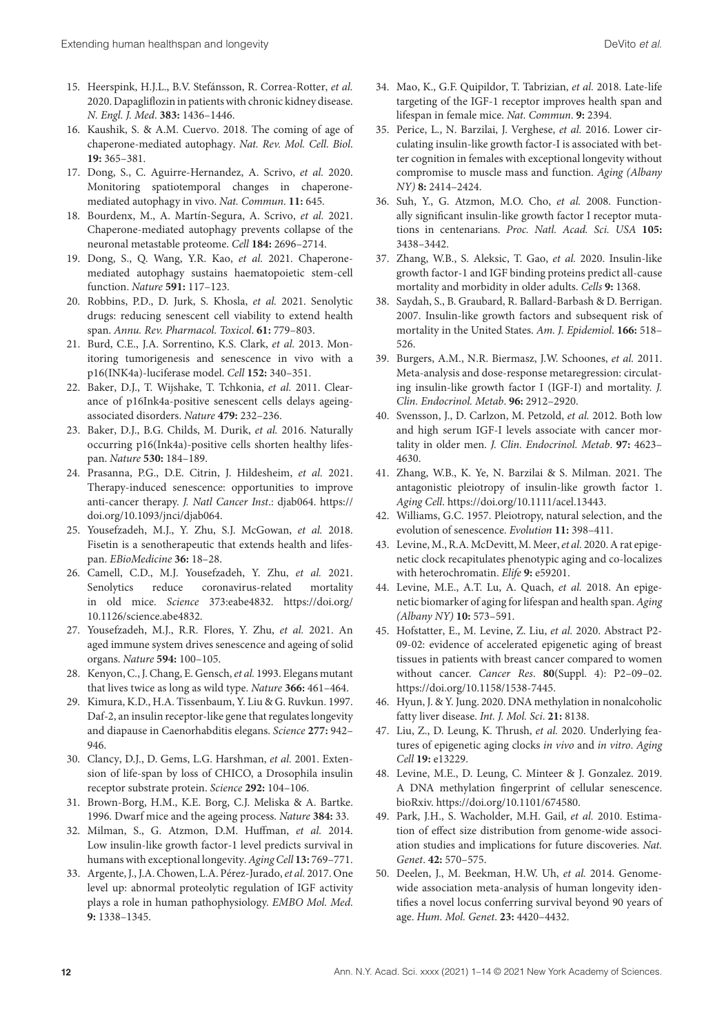15. Heerspink, H.J.L., B.V. Stefánsson, R. Correa-Rotter, *et al.* 2020. Dapagliflozin in patients with chronic kidney disease. *N. Engl. J. Med*. **383:** 1436–1446.
16. Kaushik, S. & A.M. Cuervo. 2018. The coming of age of chaperone-mediated autophagy. *Nat. Rev. Mol. Cell. Biol*. **19:** 365–381.
17. Dong, S., C. Aguirre-Hernandez, A. Scrivo, *et al.* 2020. Monitoring spatiotemporal changes in chaperone-mediated autophagy in vivo. *Nat. Commun*. **11:** 645.
18. Bourdenx, M., A. Martín-Segura, A. Scrivo, *et al.* 2021. Chaperone-mediated autophagy prevents collapse of the neuronal metastable proteome. *Cell* **184:** 2696–2714.
19. Dong, S., Q. Wang, Y.R. Kao, *et al.* 2021. Chaperone-mediated autophagy sustains haematopoietic stem-cell function. *Nature* **591:** 117–123.
20. Robbins, P.D., D. Jurk, S. Khosla, *et al.* 2021. Senolytic drugs: reducing senescent cell viability to extend health span. *Annu. Rev. Pharmacol. Toxicol*. **61:** 779–803.
21. Burd, C.E., J.A. Sorrentino, K.S. Clark, *et al.* 2013. Monitoring tumorigenesis and senescence in vivo with a p16(INK4a)-luciferase model. *Cell* **152:** 340–351.
22. Baker, D.J., T. Wijshake, T. Tchkonia, *et al.* 2011. Clearance of p16Ink4a-positive senescent cells delays ageing-associated disorders. *Nature* **479:** 232–236.
23. Baker, D.J., B.G. Childs, M. Durik, *et al.* 2016. Naturally occurring p16(Ink4a)-positive cells shorten healthy lifespan. *Nature* **530:** 184–189.
24. Prasanna, P.G., D.E. Citrin, J. Hildesheim, *et al.* 2021. Therapy-induced senescence: opportunities to improve anti-cancer therapy. *J. Natl Cancer Inst*.: djab064. https://doi.org/10.1093/jnci/djab064.
25. Yousefzadeh, M.J., Y. Zhu, S.J. McGowan, *et al.* 2018. Fisetin is a senotherapeutic that extends health and lifespan. *EBioMedicine* **36:** 18–28.
26. Camell, C.D., M.J. Yousefzadeh, Y. Zhu, *et al.* 2021. Senolytics reduce coronavirus-related mortality in old mice. *Science* 373:eabe4832. https://doi.org/10.1126/science.abe4832.
27. Yousefzadeh, M.J., R.R. Flores, Y. Zhu, *et al.* 2021. An aged immune system drives senescence and ageing of solid organs. *Nature* **594:** 100–105.
28. Kenyon, C., J. Chang, E. Gensch, *et al.* 1993. Elegans mutant that lives twice as long as wild type. *Nature* **366:** 461–464.
29. Kimura, K.D., H.A. Tissenbaum, Y. Liu & G. Ruvkun. 1997. Daf-2, an insulin receptor-like gene that regulates longevity and diapause in Caenorhabditis elegans. *Science* **277:** 942–946.
30. Clancy, D.J., D. Gems, L.G. Harshman, *et al.* 2001. Extension of life-span by loss of CHICO, a Drosophila insulin receptor substrate protein. *Science* **292:** 104–106.
31. Brown-Borg, H.M., K.E. Borg, C.J. Meliska & A. Bartke. 1996. Dwarf mice and the ageing process. *Nature* **384:** 33.
32. Milman, S., G. Atzmon, D.M. Huffman, *et al.* 2014. Low insulin-like growth factor-1 level predicts survival in humans with exceptional longevity. *Aging Cell* **13:** 769–771.
33. Argente, J., J.A. Chowen, L.A. Pérez-Jurado, *et al.* 2017. One level up: abnormal proteolytic regulation of IGF activity plays a role in human pathophysiology. *EMBO Mol. Med*. **9:** 1338–1345.
34. Mao, K., G.F. Quipildor, T. Tabrizian, *et al.* 2018. Late-life targeting of the IGF-1 receptor improves health span and lifespan in female mice. *Nat. Commun*. **9:** 2394.
35. Perice, L., N. Barzilai, J. Verghese, *et al.* 2016. Lower circulating insulin-like growth factor-I is associated with better cognition in females with exceptional longevity without compromise to muscle mass and function. *Aging (Albany NY)* **8:** 2414–2424.
36. Suh, Y., G. Atzmon, M.O. Cho, *et al.* 2008. Functionally significant insulin-like growth factor I receptor mutations in centenarians. *Proc. Natl. Acad. Sci. USA* **105:** 3438–3442.
37. Zhang, W.B., S. Aleksic, T. Gao, *et al.* 2020. Insulin-like growth factor-1 and IGF binding proteins predict all-cause mortality and morbidity in older adults. *Cells* **9:** 1368.
38. Saydah, S., B. Graubard, R. Ballard-Barbash & D. Berrigan. 2007. Insulin-like growth factors and subsequent risk of mortality in the United States. *Am. J. Epidemiol*. **166:** 518–526.
39. Burgers, A.M., N.R. Biermasz, J.W. Schoones, *et al.* 2011. Meta-analysis and dose-response metaregression: circulating insulin-like growth factor I (IGF-I) and mortality. *J. Clin. Endocrinol. Metab*. **96:** 2912–2920.
40. Svensson, J., D. Carlzon, M. Petzold, *et al.* 2012. Both low and high serum IGF-I levels associate with cancer mortality in older men. *J. Clin. Endocrinol. Metab*. **97:** 4623–4630.
41. Zhang, W.B., K. Ye, N. Barzilai & S. Milman. 2021. The antagonistic pleiotropy of insulin-like growth factor 1. *Aging Cell*. https://doi.org/10.1111/acel.13443.
42. Williams, G.C. 1957. Pleiotropy, natural selection, and the evolution of senescence. *Evolution* **11:** 398–411.
43. Levine, M., R.A. McDevitt, M. Meer, *et al.* 2020. A rat epigenetic clock recapitulates phenotypic aging and co-localizes with heterochromatin. *Elife* **9:** e59201.
44. Levine, M.E., A.T. Lu, A. Quach, *et al.* 2018. An epigenetic biomarker of aging for lifespan and health span. *Aging (Albany NY)* **10:** 573–591.
45. Hofstatter, E., M. Levine, Z. Liu, *et al.* 2020. Abstract P2-09-02: evidence of accelerated epigenetic aging of breast tissues in patients with breast cancer compared to women without cancer. *Cancer Res*. **80**(Suppl. 4): P2–09–02. https://doi.org/10.1158/1538-7445.
46. Hyun, J. & Y. Jung. 2020. DNA methylation in nonalcoholic fatty liver disease. *Int. J. Mol. Sci*. **21:** 8138.
47. Liu, Z., D. Leung, K. Thrush, *et al.* 2020. Underlying features of epigenetic aging clocks *in vivo* and *in vitro*. *Aging Cell* **19:** e13229.
48. Levine, M.E., D. Leung, C. Minteer & J. Gonzalez. 2019. A DNA methylation fingerprint of cellular senescence. bioRxiv. https://doi.org/10.1101/674580.
49. Park, J.H., S. Wacholder, M.H. Gail, *et al.* 2010. Estimation of effect size distribution from genome-wide association studies and implications for future discoveries. *Nat. Genet*. **42:** 570–575.
50. Deelen, J., M. Beekman, H.W. Uh, *et al.* 2014. Genome-wide association meta-analysis of human longevity identifies a novel locus conferring survival beyond 90 years of age. *Hum. Mol. Genet*. **23:** 4420–4432.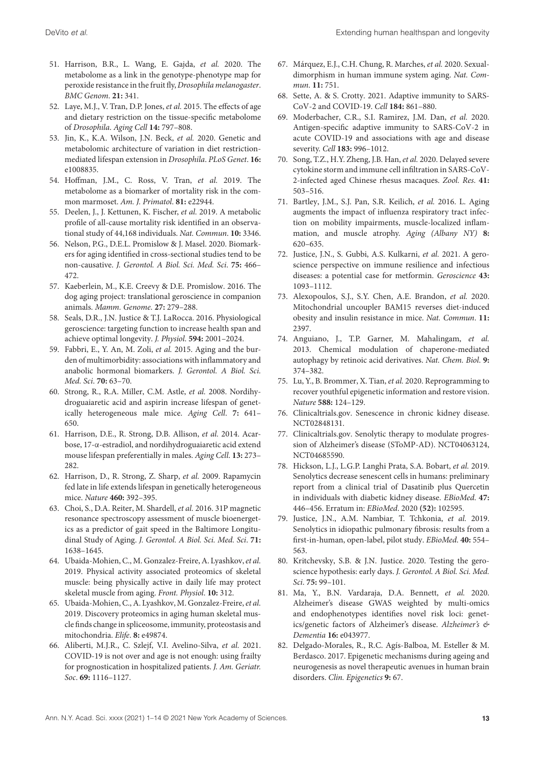51. Harrison, B.R., L. Wang, E. Gajda, *et al.* 2020. The metabolome as a link in the genotype-phenotype map for peroxide resistance in the fruit fly, *Drosophila melanogaster*. *BMC Genom*. **21:** 341.
52. Laye, M.J., V. Tran, D.P. Jones, *et al.* 2015. The effects of age and dietary restriction on the tissue-specific metabolome of *Drosophila*. *Aging Cell* **14:** 797–808.
53. Jin, K., K.A. Wilson, J.N. Beck, *et al.* 2020. Genetic and metabolomic architecture of variation in diet restriction-mediated lifespan extension in *Drosophila*. *PLoS Genet*. **16:** e1008835.
54. Hoffman, J.M., C. Ross, V. Tran, *et al.* 2019. The metabolome as a biomarker of mortality risk in the common marmoset. *Am. J. Primatol*. **81:** e22944.
55. Deelen, J., J. Kettunen, K. Fischer, *et al.* 2019. A metabolic profile of all-cause mortality risk identified in an observational study of 44,168 individuals. *Nat. Commun*. **10:** 3346.
56. Nelson, P.G., D.E.L. Promislow & J. Masel. 2020. Biomarkers for aging identified in cross-sectional studies tend to be non-causative. *J. Gerontol. A Biol. Sci. Med. Sci*. **75:** 466–472.
57. Kaeberlein, M., K.E. Creevy & D.E. Promislow. 2016. The dog aging project: translational geroscience in companion animals. *Mamm. Genome*. **27:** 279–288.
58. Seals, D.R., J.N. Justice & T.J. LaRocca. 2016. Physiological geroscience: targeting function to increase health span and achieve optimal longevity. *J. Physiol*. **594:** 2001–2024.
59. Fabbri, E., Y. An, M. Zoli, *et al.* 2015. Aging and the burden of multimorbidity: associations with inflammatory and anabolic hormonal biomarkers. *J. Gerontol. A Biol. Sci. Med. Sci*. **70:** 63–70.
60. Strong, R., R.A. Miller, C.M. Astle, *et al.* 2008. Nordihydroguaiaretic acid and aspirin increase lifespan of genetically heterogeneous male mice. *Aging Cell*. **7:** 641–650.
61. Harrison, D.E., R. Strong, D.B. Allison, *et al.* 2014. Acarbose, 17-α-estradiol, and nordihydroguaiaretic acid extend mouse lifespan preferentially in males. *Aging Cell*. **13:** 273–282.
62. Harrison, D., R. Strong, Z. Sharp, *et al.* 2009. Rapamycin fed late in life extends lifespan in genetically heterogeneous mice. *Nature* **460:** 392–395.
63. Choi, S., D.A. Reiter, M. Shardell, *et al.* 2016. 31P magnetic resonance spectroscopy assessment of muscle bioenergetics as a predictor of gait speed in the Baltimore Longitudinal Study of Aging. *J. Gerontol. A Biol. Sci. Med. Sci*. **71:** 1638–1645.
64. Ubaida-Mohien, C., M. Gonzalez-Freire, A. Lyashkov, *et al.* 2019. Physical activity associated proteomics of skeletal muscle: being physically active in daily life may protect skeletal muscle from aging. *Front. Physiol*. **10:** 312.
65. Ubaida-Mohien, C., A. Lyashkov, M. Gonzalez-Freire, *et al.* 2019. Discovery proteomics in aging human skeletal muscle finds change in spliceosome, immunity, proteostasis and mitochondria. *Elife*. **8:** e49874.
66. Aliberti, M.J.R., C. Szlejf, V.I. Avelino-Silva, *et al.* 2021. COVID-19 is not over and age is not enough: using frailty for prognostication in hospitalized patients. *J. Am. Geriatr. Soc*. **69:** 1116–1127.
67. Márquez, E.J., C.H. Chung, R. Marches, *et al.* 2020. Sexual-dimorphism in human immune system aging. *Nat. Commun*. **11:** 751.
68. Sette, A. & S. Crotty. 2021. Adaptive immunity to SARS-CoV-2 and COVID-19. *Cell* **184:** 861–880.
69. Moderbacher, C.R., S.I. Ramirez, J.M. Dan, *et al.* 2020. Antigen-specific adaptive immunity to SARS-CoV-2 in acute COVID-19 and associations with age and disease severity. *Cell* **183:** 996–1012.
70. Song, T.Z., H.Y. Zheng, J.B. Han, *et al.* 2020. Delayed severe cytokine storm and immune cell infiltration in SARS-CoV-2-infected aged Chinese rhesus macaques. *Zool. Res*. **41:** 503–516.
71. Bartley, J.M., S.J. Pan, S.R. Keilich, *et al.* 2016. L. Aging augments the impact of influenza respiratory tract infection on mobility impairments, muscle-localized inflammation, and muscle atrophy. *Aging (Albany NY)* **8:** 620–635.
72. Justice, J.N., S. Gubbi, A.S. Kulkarni, *et al.* 2021. A geroscience perspective on immune resilience and infectious diseases: a potential case for metformin. *Geroscience* **43:** 1093–1112.
73. Alexopoulos, S.J., S.Y. Chen, A.E. Brandon, *et al.* 2020. Mitochondrial uncoupler BAM15 reverses diet-induced obesity and insulin resistance in mice. *Nat. Commun*. **11:** 2397.
74. Anguiano, J., T.P. Garner, M. Mahalingam, *et al.* 2013. Chemical modulation of chaperone-mediated autophagy by retinoic acid derivatives. *Nat. Chem. Biol*. **9:** 374–382.
75. Lu, Y., B. Brommer, X. Tian, *et al.* 2020. Reprogramming to recover youthful epigenetic information and restore vision. *Nature* **588:** 124–129.
76. Clinicaltrials.gov. Senescence in chronic kidney disease. NCT02848131.
77. Clinicaltrials.gov. Senolytic therapy to modulate progression of Alzheimer's disease (SToMP-AD). NCT04063124, NCT04685590.
78. Hickson, L.J., L.G.P. Langhi Prata, S.A. Bobart, *et al.* 2019. Senolytics decrease senescent cells in humans: preliminary report from a clinical trial of Dasatinib plus Quercetin in individuals with diabetic kidney disease. *EBioMed*. **47:** 446–456. Erratum in: *EBioMed*. 2020 **(52):** 102595.
79. Justice, J.N., A.M. Nambiar, T. Tchkonia, *et al.* 2019. Senolytics in idiopathic pulmonary fibrosis: results from a first-in-human, open-label, pilot study. *EBioMed*. **40:** 554–563.
80. Kritchevsky, S.B. & J.N. Justice. 2020. Testing the geroscience hypothesis: early days. *J. Gerontol. A Biol. Sci. Med. Sci*. **75:** 99–101.
81. Ma, Y., B.N. Vardaraja, D.A. Bennett, *et al.* 2020. Alzheimer's disease GWAS weighted by multi-omics and endophenotypes identifies novel risk loci: genetics/genetic factors of Alzheimer's disease. *Alzheimer's & Dementia* **16:** e043977.
82. Delgado-Morales, R., R.C. Agís-Balboa, M. Esteller & M. Berdasco. 2017. Epigenetic mechanisms during ageing and neurogenesis as novel therapeutic avenues in human brain disorders. *Clin. Epigenetics* **9:** 67.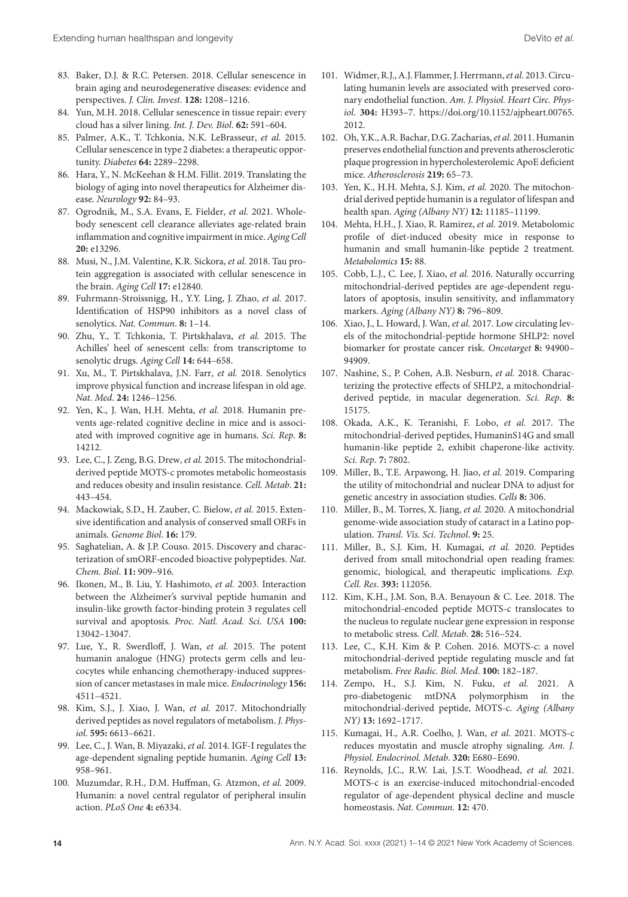83. Baker, D.J. & R.C. Petersen. 2018. Cellular senescence in brain aging and neurodegenerative diseases: evidence and perspectives. *J. Clin. Invest*. **128:** 1208–1216.
84. Yun, M.H. 2018. Cellular senescence in tissue repair: every cloud has a silver lining. *Int. J. Dev. Biol*. **62:** 591–604.
85. Palmer, A.K., T. Tchkonia, N.K. LeBrasseur, *et al.* 2015. Cellular senescence in type 2 diabetes: a therapeutic opportunity. *Diabetes* **64:** 2289–2298.
86. Hara, Y., N. McKeehan & H.M. Fillit. 2019. Translating the biology of aging into novel therapeutics for Alzheimer disease. *Neurology* **92:** 84–93.
87. Ogrodnik, M., S.A. Evans, E. Fielder, *et al.* 2021. Whole-body senescent cell clearance alleviates age-related brain inflammation and cognitive impairment in mice. *Aging Cell* **20:** e13296.
88. Musi, N., J.M. Valentine, K.R. Sickora, *et al.* 2018. Tau protein aggregation is associated with cellular senescence in the brain. *Aging Cell* **17:** e12840.
89. Fuhrmann-Stroissnigg, H., Y.Y. Ling, J. Zhao, *et al.* 2017. Identification of HSP90 inhibitors as a novel class of senolytics. *Nat. Commun*. **8:** 1–14.
90. Zhu, Y., T. Tchkonia, T. Pirtskhalava, *et al.* 2015. The Achilles' heel of senescent cells: from transcriptome to senolytic drugs. *Aging Cell* **14:** 644–658.
91. Xu, M., T. Pirtskhalava, J.N. Farr, *et al.* 2018. Senolytics improve physical function and increase lifespan in old age. *Nat. Med*. **24:** 1246–1256.
92. Yen, K., J. Wan, H.H. Mehta, *et al.* 2018. Humanin prevents age-related cognitive decline in mice and is associated with improved cognitive age in humans. *Sci. Rep*. **8:** 14212.
93. Lee, C., J. Zeng, B.G. Drew, *et al.* 2015. The mitochondrial-derived peptide MOTS-c promotes metabolic homeostasis and reduces obesity and insulin resistance. *Cell. Metab*. **21:** 443–454.
94. Mackowiak, S.D., H. Zauber, C. Bielow, *et al.* 2015. Extensive identification and analysis of conserved small ORFs in animals. *Genome Biol*. **16:** 179.
95. Saghatelian, A. & J.P. Couso. 2015. Discovery and characterization of smORF-encoded bioactive polypeptides. *Nat. Chem. Biol*. **11:** 909–916.
96. Ikonen, M., B. Liu, Y. Hashimoto, *et al.* 2003. Interaction between the Alzheimer's survival peptide humanin and insulin-like growth factor-binding protein 3 regulates cell survival and apoptosis. *Proc. Natl. Acad. Sci. USA* **100:** 13042–13047.
97. Lue, Y., R. Swerdloff, J. Wan, *et al.* 2015. The potent humanin analogue (HNG) protects germ cells and leucocytes while enhancing chemotherapy-induced suppression of cancer metastases in male mice. *Endocrinology* **156:** 4511–4521.
98. Kim, S.J., J. Xiao, J. Wan, *et al.* 2017. Mitochondrially derived peptides as novel regulators of metabolism. *J. Physiol*. **595:** 6613–6621.
99. Lee, C., J. Wan, B. Miyazaki, *et al.* 2014. IGF-I regulates the age-dependent signaling peptide humanin. *Aging Cell* **13:** 958–961.
100. Muzumdar, R.H., D.M. Huffman, G. Atzmon, *et al.* 2009. Humanin: a novel central regulator of peripheral insulin action. *PLoS One* **4:** e6334.
101. Widmer, R.J., A.J. Flammer, J. Herrmann, *et al.* 2013. Circulating humanin levels are associated with preserved coronary endothelial function. *Am. J. Physiol. Heart Circ. Physiol*. **304:** H393–7. https://doi.org/10.1152/ajpheart.00765.2012.
102. Oh, Y.K., A.R. Bachar, D.G. Zacharias, *et al.* 2011. Humanin preserves endothelial function and prevents atherosclerotic plaque progression in hypercholesterolemic ApoE deficient mice. *Atherosclerosis* **219:** 65–73.
103. Yen, K., H.H. Mehta, S.J. Kim, *et al.* 2020. The mitochondrial derived peptide humanin is a regulator of lifespan and health span. *Aging (Albany NY)* **12:** 11185–11199.
104. Mehta, H.H., J. Xiao, R. Ramirez, *et al.* 2019. Metabolomic profile of diet-induced obesity mice in response to humanin and small humanin-like peptide 2 treatment. *Metabolomics* **15:** 88.
105. Cobb, L.J., C. Lee, J. Xiao, *et al.* 2016. Naturally occurring mitochondrial-derived peptides are age-dependent regulators of apoptosis, insulin sensitivity, and inflammatory markers. *Aging (Albany NY)* **8:** 796–809.
106. Xiao, J., L. Howard, J. Wan, *et al.* 2017. Low circulating levels of the mitochondrial-peptide hormone SHLP2: novel biomarker for prostate cancer risk. *Oncotarget* **8:** 94900–94909.
107. Nashine, S., P. Cohen, A.B. Nesburn, *et al.* 2018. Characterizing the protective effects of SHLP2, a mitochondrial-derived peptide, in macular degeneration. *Sci. Rep*. **8:** 15175.
108. Okada, A.K., K. Teranishi, F. Lobo, *et al.* 2017. The mitochondrial-derived peptides, HumaninS14G and small humanin-like peptide 2, exhibit chaperone-like activity. *Sci. Rep*. **7:** 7802.
109. Miller, B., T.E. Arpawong, H. Jiao, *et al.* 2019. Comparing the utility of mitochondrial and nuclear DNA to adjust for genetic ancestry in association studies. *Cells* **8:** 306.
110. Miller, B., M. Torres, X. Jiang, *et al.* 2020. A mitochondrial genome-wide association study of cataract in a Latino population. *Transl. Vis. Sci. Technol*. **9:** 25.
111. Miller, B., S.J. Kim, H. Kumagai, *et al.* 2020. Peptides derived from small mitochondrial open reading frames: genomic, biological, and therapeutic implications. *Exp. Cell. Res*. **393:** 112056.
112. Kim, K.H., J.M. Son, B.A. Benayoun & C. Lee. 2018. The mitochondrial-encoded peptide MOTS-c translocates to the nucleus to regulate nuclear gene expression in response to metabolic stress. *Cell. Metab*. **28:** 516–524.
113. Lee, C., K.H. Kim & P. Cohen. 2016. MOTS-c: a novel mitochondrial-derived peptide regulating muscle and fat metabolism. *Free Radic. Biol. Med*. **100:** 182–187.
114. Zempo, H., S.J. Kim, N. Fuku, *et al.* 2021. A pro-diabetogenic mtDNA polymorphism in the mitochondrial-derived peptide, MOTS-c. *Aging (Albany NY)* **13:** 1692–1717.
115. Kumagai, H., A.R. Coelho, J. Wan, *et al.* 2021. MOTS-c reduces myostatin and muscle atrophy signaling. *Am. J. Physiol. Endocrinol. Metab*. **320:** E680–E690.
116. Reynolds, J.C., R.W. Lai, J.S.T. Woodhead, *et al.* 2021. MOTS-c is an exercise-induced mitochondrial-encoded regulator of age-dependent physical decline and muscle homeostasis. *Nat. Commun*. **12:** 470.